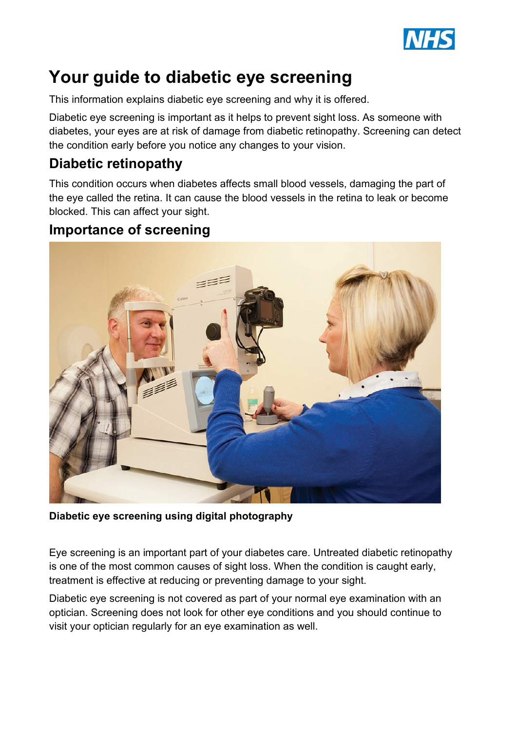# Your guide to diabetic eye screening

This information explains diabetic eye screening and why it is offered.

Diabetic eye screening is important as it helps to prevent sight loss. As someone with diabetes, your eyes are at risk of damage from diabetic retinopathy. Screening can detect the condition early before you notice any changes to your vision.

## Diabetic retinopathy

This condition occurs when diabetes affects small blood vessels, damaging the part of the eye called the retina. It can cause the blood vessels in the retina to leak or become blocked. This can affect your sight.

## Importance of screening

**Diabetic eye screening using digital photography**

Eye screening is an important part of your diabetes care. Untreated diabetic retinopathy is one of the most common causes of sight loss. When the condition is caught early, treatment is effective at reducing or preventing damage to your sight.

Diabetic eye screening is not covered as part of your normal eye examination with an optician. Screening does not look for other eye conditions and you should continue to visit your optician regularly for an eye examination as well.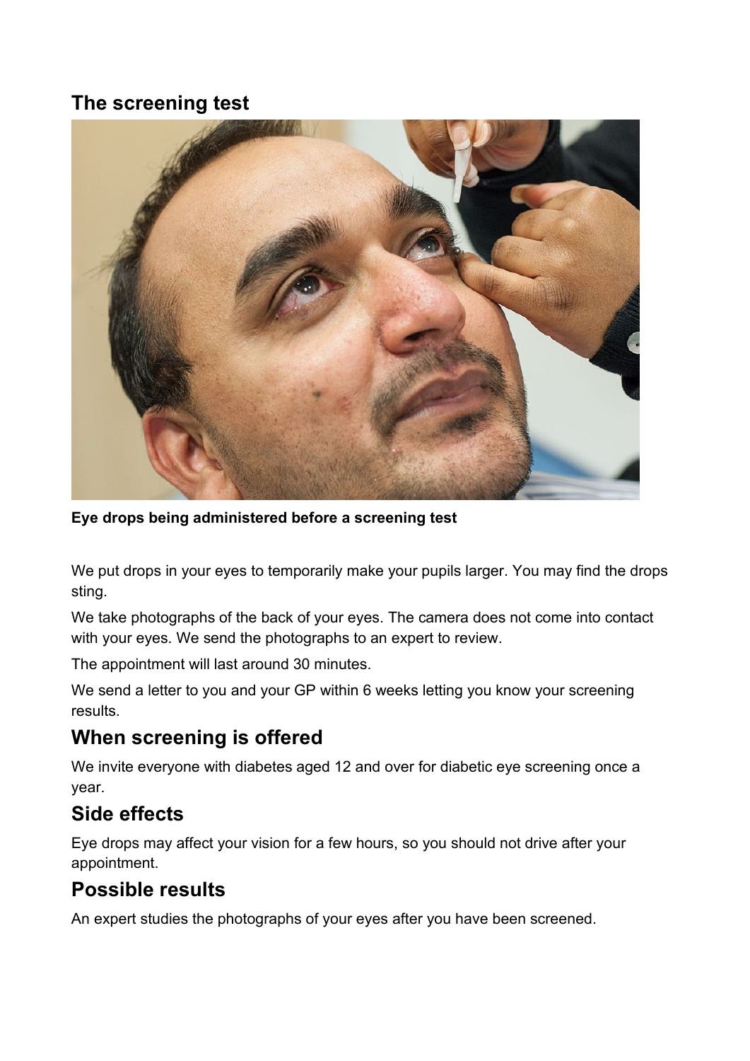## The screening test

**Eye drops being administered before a screening test**

We put drops in your eyes to temporarily make your pupils larger. You may find the drops sting.

We take photographs of the back of your eyes. The camera does not come into contact with your eyes. We send the photographs to an expert to review.

The appointment will last around 30 minutes.

We send a letter to you and your GP within 6 weeks letting you know your screening results.

## When screening is offered

We invite everyone with diabetes aged 12 and over for diabetic eye screening once a year.

## Side effects

Eye drops may affect your vision for a few hours, so you should not drive after your appointment.

## Possible results

An expert studies the photographs of your eyes after you have been screened.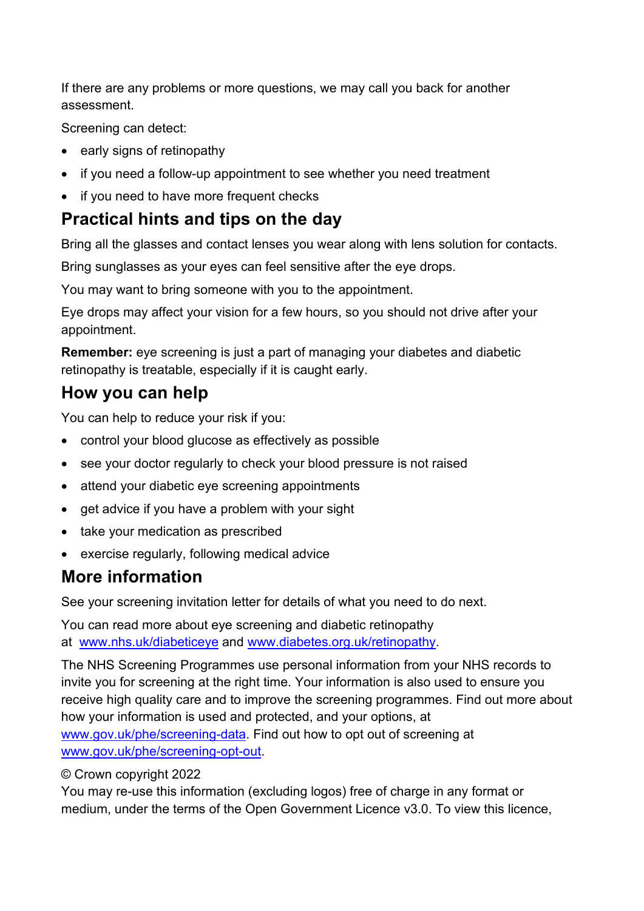If there are any problems or more questions, we may call you back for another assessment.

Screening can detect:

- early signs of retinopathy
- if you need a follow-up appointment to see whether you need treatment
- if you need to have more frequent checks

## Practical hints and tips on the day

Bring all the glasses and contact lenses you wear along with lens solution for contacts.

Bring sunglasses as your eyes can feel sensitive after the eye drops.

You may want to bring someone with you to the appointment.

Eye drops may affect your vision for a few hours, so you should not drive after your appointment.

**Remember:** eye screening is just a part of managing your diabetes and diabetic retinopathy is treatable, especially if it is caught early.

## How you can help

You can help to reduce your risk if you:

- control your blood glucose as effectively as possible
- see your doctor regularly to check your blood pressure is not raised
- attend your diabetic eye screening appointments
- get advice if you have a problem with your sight
- take your medication as prescribed
- exercise regularly, following medical advice

## More information

See your screening invitation letter for details of what you need to do next.

You can read more about eye screening and diabetic retinopathy at [www.nhs.uk/diabeticeye](http://www.nhs.uk/diabeticeye) and [www.diabetes.org.uk/retinopathy](http://www.diabetes.org.uk/retinopathy).

The NHS Screening Programmes use personal information from your NHS records to invite you for screening at the right time. Your information is also used to ensure you receive high quality care and to improve the screening programmes. Find out more about how your information is used and protected, and your options, at [www.gov.uk/phe/screening-data](http://www.gov.uk/phe/screening-data). Find out how to opt out of screening at [www.gov.uk/phe/screening-opt-out](http://www.gov.uk/phe/screening-opt-out).

© Crown copyright 2022
You may re-use this information (excluding logos) free of charge in any format or medium, under the terms of the Open Government Licence v3.0. To view this licence,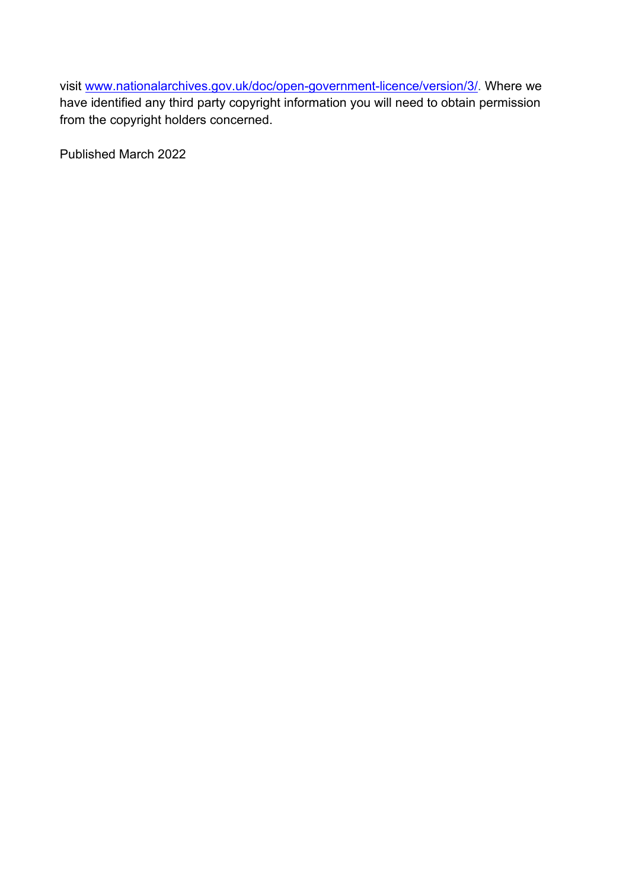visit [www.nationalarchives.gov.uk/doc/open-government-licence/version/3/](http://www.nationalarchives.gov.uk/doc/open-government-licence/version/3/). Where we have identified any third party copyright information you will need to obtain permission from the copyright holders concerned.

Published March 2022